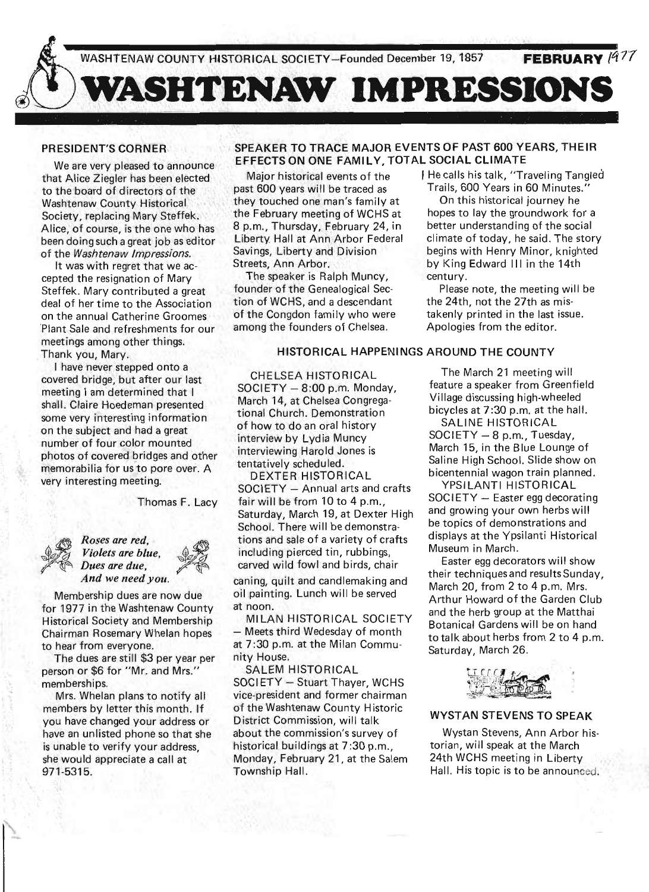WASHTENAW COUNTY HISTORICAL SOCIETY—Founded December 19, 1857 **FEBRUARY** 1977

# WASHTENAW IMPRESSIONS

## PRESIDENT'S CORNER

We are very pleased to announce that Alice Ziegler has been elected to the board of directors of the Washtenaw County Historical Society, replacing Mary Steffek. Alice, of course, is the one who has been doing such a great job as editor of the *Washtenaw Impressions*.

It was with regret that we accepted the resignation of Mary Steffek. Mary contributed a great deal of her time to the Association on the annual Catherine Groomes Plant Sale and refreshments for our meetings among other things. Thank you, Mary.

I have never stepped onto a covered bridge, but after our last meeting I am determined that I shall. Claire Hoedeman presented some very interesting information on the subject and had a great number of four color mounted photos of covered bridges and other memorabilia for us to pore over. A very interesting meeting.

Thomas F. Lacy

*Roses are red,*
*Violets are blue,*
*Dues are due,*
*And we need you.*

Membership dues are now due for 1977 in the Washtenaw County Historical Society and Membership Chairman Rosemary Whelan hopes to hear from everyone.

The dues are still $3 per year per person or $6 for "Mr. and Mrs." memberships.

Mrs. Whelan plans to notify all members by letter this month. If you have changed your address or have an unlisted phone so that she is unable to verify your address, she would appreciate a call at 971-5315.

## SPEAKER TO TRACE MAJOR EVENTS OF PAST 600 YEARS, THEIR EFFECTS ON ONE FAMILY, TOTAL SOCIAL CLIMATE

Major historical events of the past 600 years will be traced as they touched one man's family at the February meeting of WCHS at 8 p.m., Thursday, February 24, in Liberty Hall at Ann Arbor Federal Savings, Liberty and Division Streets, Ann Arbor.

The speaker is Ralph Muncy, founder of the Genealogical Section of WCHS, and a descendant of the Congdon family who were among the founders of Chelsea.

He calls his talk, "Traveling Tangled Trails, 600 Years in 60 Minutes."

On this historical journey he hopes to lay the groundwork for a better understanding of the social climate of today, he said. The story begins with Henry Minor, knighted by King Edward III in the 14th century.

Please note, the meeting will be the 24th, not the 27th as mistakenly printed in the last issue. Apologies from the editor.

## HISTORICAL HAPPENINGS AROUND THE COUNTY

CHELSEA HISTORICAL SOCIETY — 8:00 p.m. Monday, March 14, at Chelsea Congregational Church. Demonstration of how to do an oral history interview by Lydia Muncy interviewing Harold Jones is tentatively scheduled.

DEXTER HISTORICAL SOCIETY — Annual arts and crafts fair will be from 10 to 4 p.m., Saturday, March 19, at Dexter High School. There will be demonstrations and sale of a variety of crafts including pierced tin, rubbings, carved wild fowl and birds, chair caning, quilt and candlemaking and oil painting. Lunch will be served at noon.

MILAN HISTORICAL SOCIETY — Meets third Wedesday of month at 7:30 p.m. at the Milan Community House.

SALEM HISTORICAL SOCIETY — Stuart Thayer, WCHS vice-president and former chairman of the Washtenaw County Historic District Commission, will talk about the commission's survey of historical buildings at 7:30 p.m., Monday, February 21, at the Salem Township Hall.

The March 21 meeting will feature a speaker from Greenfield Village discussing high-wheeled bicycles at 7:30 p.m. at the hall.

SALINE HISTORICAL SOCIETY — 8 p.m., Tuesday, March 15, in the Blue Lounge of Saline High School. Slide show on bicentennial wagon train planned.

YPSILANTI HISTORICAL SOCIETY — Easter egg decorating and growing your own herbs will be topics of demonstrations and displays at the Ypsilanti Historical Museum in March.

Easter egg decorators will show their techniques and results Sunday, March 20, from 2 to 4 p.m. Mrs. Arthur Howard of the Garden Club and the herb group at the Matthai Botanical Gardens will be on hand to talk about herbs from 2 to 4 p.m. Saturday, March 26.

## WYSTAN STEVENS TO SPEAK

Wystan Stevens, Ann Arbor historian, will speak at the March 24th WCHS meeting in Liberty Hall. His topic is to be announced.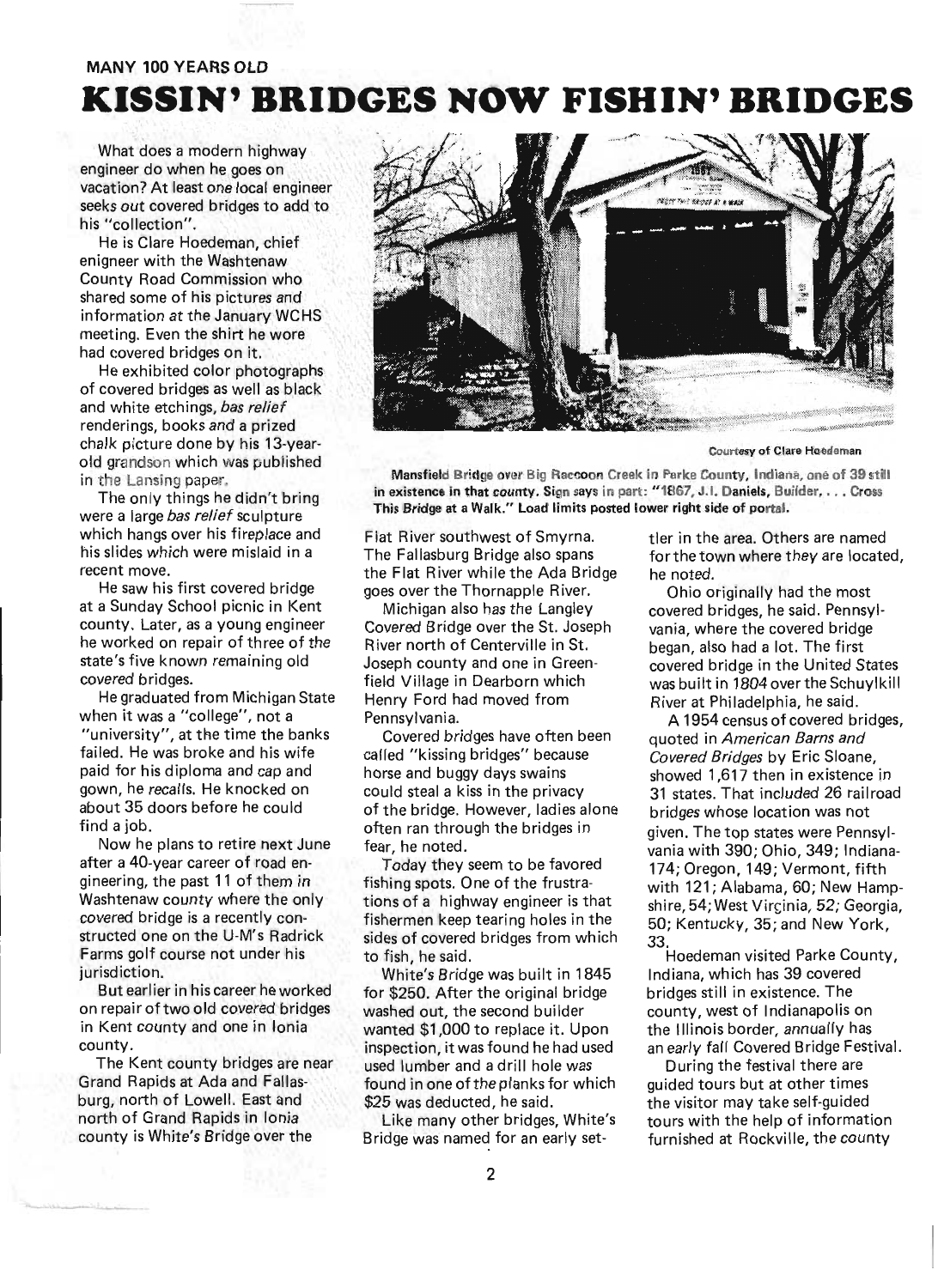**MANY 100 YEARS OLD**

# KISSIN' BRIDGES NOW FISHIN' BRIDGES

What does a modern highway engineer do when he goes on vacation? At least one local engineer seeks out covered bridges to add to his "collection".

He is Clare Hoedeman, chief enigneer with the Washtenaw County Road Commission who shared some of his pictures and information at the January WCHS meeting. Even the shirt he wore had covered bridges on it.

He exhibited color photographs of covered bridges as well as black and white etchings, *bas relief* renderings, books and a prized chalk picture done by his 13-year-old grandson which was published in the Lansing paper.

The only things he didn't bring were a large *bas relief* sculpture which hangs over his fireplace and his slides which were mislaid in a recent move.

He saw his first covered bridge at a Sunday School picnic in Kent county. Later, as a young engineer he worked on repair of three of the state's five known remaining old covered bridges.

He graduated from Michigan State when it was a "college", not a "university", at the time the banks failed. He was broke and his wife paid for his diploma and cap and gown, he recalls. He knocked on about 35 doors before he could find a job.

Now he plans to retire next June after a 40-year career of road engineering, the past 11 of them in Washtenaw county where the only covered bridge is a recently constructed one on the U-M's Radrick Farms golf course not under his jurisdiction.

But earlier in his career he worked on repair of two old covered bridges in Kent county and one in Ionia county.

The Kent county bridges are near Grand Rapids at Ada and Fallasburg, north of Lowell. East and north of Grand Rapids in Ionia county is White's Bridge over the Flat River southwest of Smyrna. The Fallasburg Bridge also spans the Flat River while the Ada Bridge goes over the Thornapple River.

Michigan also has the Langley Covered Bridge over the St. Joseph River north of Centerville in St. Joseph county and one in Greenfield Village in Dearborn which Henry Ford had moved from Pennsylvania.

Covered bridges have often been called "kissing bridges" because horse and buggy days swains could steal a kiss in the privacy of the bridge. However, ladies alone often ran through the bridges in fear, he noted.

Today they seem to be favored fishing spots. One of the frustrations of a highway engineer is that fishermen keep tearing holes in the sides of covered bridges from which to fish, he said.

White's Bridge was built in 1845 for $250. After the original bridge washed out, the second builder wanted $1,000 to replace it. Upon inspection, it was found he had used used lumber and a drill hole was found in one of the planks for which $25 was deducted, he said.

Like many other bridges, White's Bridge was named for an early settler in the area. Others are named for the town where they are located, he noted.

Ohio originally had the most covered bridges, he said. Pennsylvania, where the covered bridge began, also had a lot. The first covered bridge in the United States was built in 1804 over the Schuylkill River at Philadelphia, he said.

A 1954 census of covered bridges, quoted in *American Barns and Covered Bridges* by Eric Sloane, showed 1,617 then in existence in 31 states. That included 26 railroad bridges whose location was not given. The top states were Pennsylvania with 390; Ohio, 349; Indiana-174; Oregon, 149; Vermont, fifth with 121; Alabama, 60; New Hampshire, 54; West Virginia, 52; Georgia, 50; Kentucky, 35; and New York, 33.

Hoedeman visited Parke County, Indiana, which has 39 covered bridges still in existence. The county, west of Indianapolis on the Illinois border, annually has an early fall Covered Bridge Festival.

During the festival there are guided tours but at other times the visitor may take self-guided tours with the help of information furnished at Rockville, the county

Courtesy of Clare Hoedeman

Mansfield Bridge over Big Raccoon Creek in Parke County, Indiana, one of 39 still in existence in that county. Sign says in part: "1867, J.I. Daniels, Builder, . . . Cross This Bridge at a Walk." Load limits posted lower right side of portal.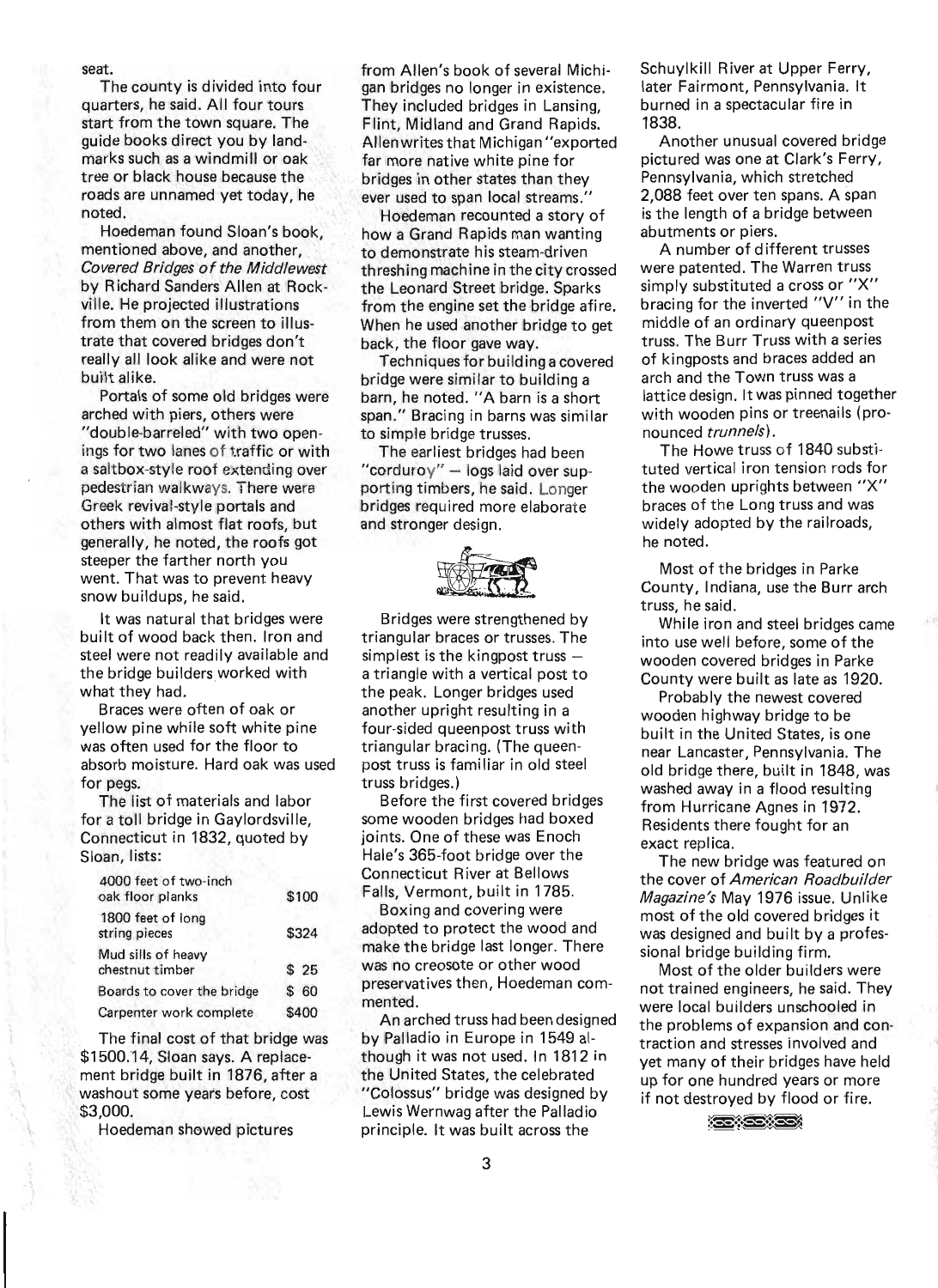seat.

The county is divided into four quarters, he said. All four tours start from the town square. The guide books direct you by landmarks such as a windmill or oak tree or black house because the roads are unnamed yet today, he noted.

Hoedeman found Sloan's book, mentioned above, and another, *Covered Bridges of the Middlewest* by Richard Sanders Allen at Rockville. He projected illustrations from them on the screen to illustrate that covered bridges don't really all look alike and were not built alike.

Portals of some old bridges were arched with piers, others were "double-barreled" with two openings for two lanes of traffic or with a saltbox-style roof extending over pedestrian walkways. There were Greek revival-style portals and others with almost flat roofs, but generally, he noted, the roofs got steeper the farther north you went. That was to prevent heavy snow buildups, he said.

It was natural that bridges were built of wood back then. Iron and steel were not readily available and the bridge builders worked with what they had.

Braces were often of oak or yellow pine while soft white pine was often used for the floor to absorb moisture. Hard oak was used for pegs.

The list of materials and labor for a toll bridge in Gaylordsville, Connecticut in 1832, quoted by Sloan, lists:

| | |
|---|---|
| 4000 feet of two-inch oak floor planks | $100 |
| 1800 feet of long string pieces | $324 |
| Mud sills of heavy chestnut timber | $ 25 |
| Boards to cover the bridge | $ 60 |
| Carpenter work complete | $400 |

The final cost of that bridge was $1500.14, Sloan says. A replacement bridge built in 1876, after a washout some years before, cost $3,000.

Hoedeman showed pictures from Allen's book of several Michigan bridges no longer in existence. They included bridges in Lansing, Flint, Midland and Grand Rapids. Allen writes that Michigan "exported far more native white pine for bridges in other states than they ever used to span local streams."

Hoedeman recounted a story of how a Grand Rapids man wanting to demonstrate his steam-driven threshing machine in the city crossed the Leonard Street bridge. Sparks from the engine set the bridge afire. When he used another bridge to get back, the floor gave way.

Techniques for building a covered bridge were similar to building a barn, he noted. "A barn is a short span." Bracing in barns was similar to simple bridge trusses.

The earliest bridges had been "corduroy" – logs laid over supporting timbers, he said. Longer bridges required more elaborate and stronger design.

Bridges were strengthened by triangular braces or trusses. The simplest is the kingpost truss – a triangle with a vertical post to the peak. Longer bridges used another upright resulting in a four-sided queenpost truss with triangular bracing. (The queenpost truss is familiar in old steel truss bridges.)

Before the first covered bridges some wooden bridges had boxed joints. One of these was Enoch Hale's 365-foot bridge over the Connecticut River at Bellows Falls, Vermont, built in 1785.

Boxing and covering were adopted to protect the wood and make the bridge last longer. There was no creosote or other wood preservatives then, Hoedeman commented.

An arched truss had been designed by Palladio in Europe in 1549 although it was not used. In 1812 in the United States, the celebrated "Colossus" bridge was designed by Lewis Wernwag after the Palladio principle. It was built across the Schuylkill River at Upper Ferry, later Fairmont, Pennsylvania. It burned in a spectacular fire in 1838.

Another unusual covered bridge pictured was one at Clark's Ferry, Pennsylvania, which stretched 2,088 feet over ten spans. A span is the length of a bridge between abutments or piers.

A number of different trusses were patented. The Warren truss simply substituted a cross or "X" bracing for the inverted "V" in the middle of an ordinary queenpost truss. The Burr Truss with a series of kingposts and braces added an arch and the Town truss was a lattice design. It was pinned together with wooden pins or treenails (pronounced *trunnels*).

The Howe truss of 1840 substituted vertical iron tension rods for the wooden uprights between "X" braces of the Long truss and was widely adopted by the railroads, he noted.

Most of the bridges in Parke County, Indiana, use the Burr arch truss, he said.

While iron and steel bridges came into use well before, some of the wooden covered bridges in Parke County were built as late as 1920.

Probably the newest covered wooden highway bridge to be built in the United States, is one near Lancaster, Pennsylvania. The old bridge there, built in 1848, was washed away in a flood resulting from Hurricane Agnes in 1972. Residents there fought for an exact replica.

The new bridge was featured on the cover of *American Roadbuilder Magazine's* May 1976 issue. Unlike most of the old covered bridges it was designed and built by a professional bridge building firm.

Most of the older builders were not trained engineers, he said. They were local builders unschooled in the problems of expansion and contraction and stresses involved and yet many of their bridges have held up for one hundred years or more if not destroyed by flood or fire.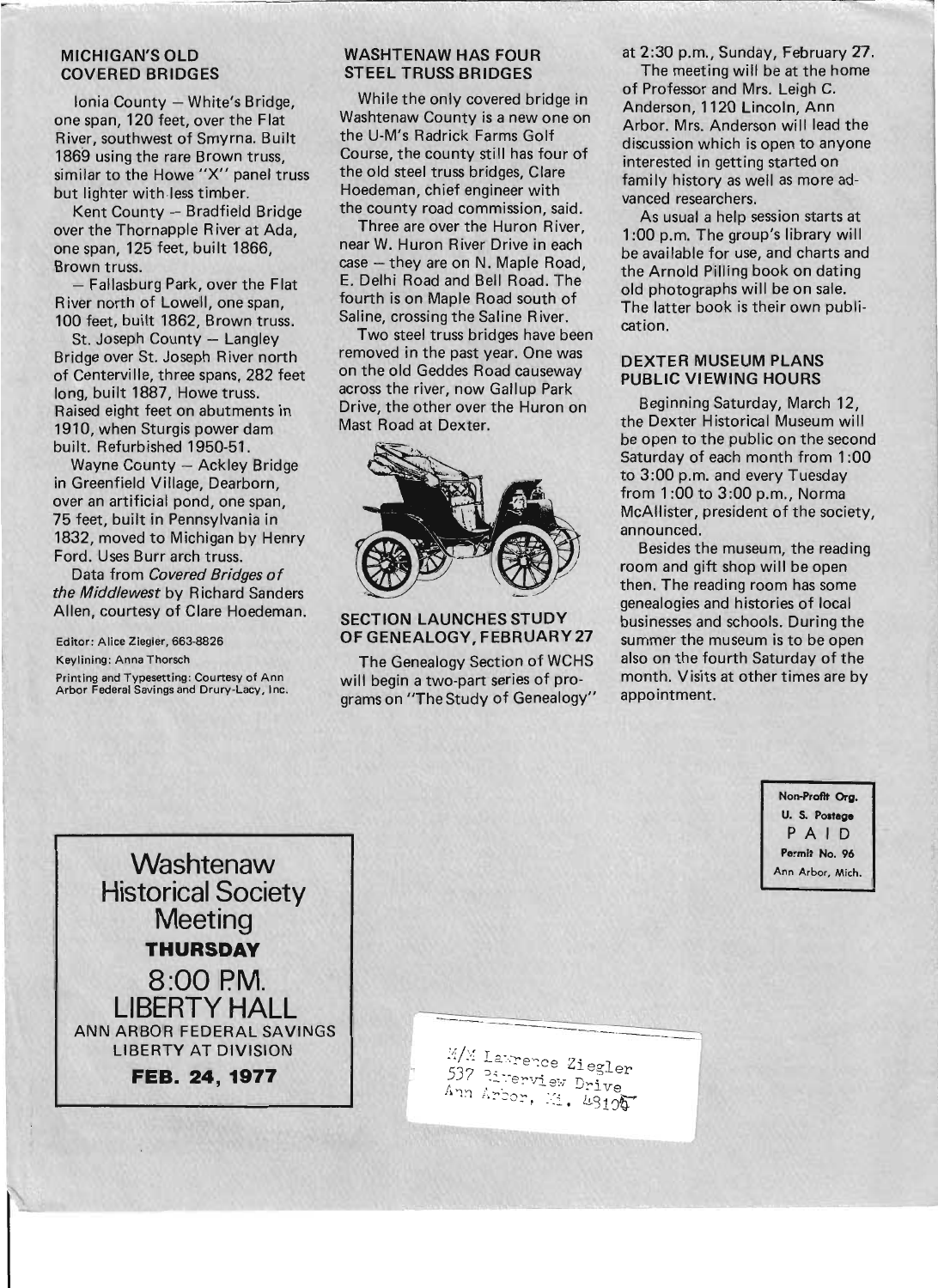## MICHIGAN'S OLD COVERED BRIDGES

Ionia County – White's Bridge, one span, 120 feet, over the Flat River, southwest of Smyrna. Built 1869 using the rare Brown truss, similar to the Howe "X" panel truss but lighter with less timber.

Kent County – Bradfield Bridge over the Thornapple River at Ada, one span, 125 feet, built 1866, Brown truss.

– Fallasburg Park, over the Flat River north of Lowell, one span, 100 feet, built 1862, Brown truss.

St. Joseph County – Langley Bridge over St. Joseph River north of Centerville, three spans, 282 feet long, built 1887, Howe truss. Raised eight feet on abutments in 1910, when Sturgis power dam built. Refurbished 1950-51.

Wayne County – Ackley Bridge in Greenfield Village, Dearborn, over an artificial pond, one span, 75 feet, built in Pennsylvania in 1832, moved to Michigan by Henry Ford. Uses Burr arch truss.

Data from *Covered Bridges of the Middlewest* by Richard Sanders Allen, courtesy of Clare Hoedeman.

Editor: Alice Ziegler, 663-8826
Keylining: Anna Thorsch
Printing and Typesetting: Courtesy of Ann Arbor Federal Savings and Drury-Lacy, Inc.

## WASHTENAW HAS FOUR STEEL TRUSS BRIDGES

While the only covered bridge in Washtenaw County is a new one on the U-M's Radrick Farms Golf Course, the county still has four of the old steel truss bridges, Clare Hoedeman, chief engineer with the county road commission, said.

Three are over the Huron River, near W. Huron River Drive in each case – they are on N. Maple Road, E. Delhi Road and Bell Road. The fourth is on Maple Road south of Saline, crossing the Saline River.

Two steel truss bridges have been removed in the past year. One was on the old Geddes Road causeway across the river, now Gallup Park Drive, the other over the Huron on Mast Road at Dexter.

## SECTION LAUNCHES STUDY OF GENEALOGY, FEBRUARY 27

The Genealogy Section of WCHS will begin a two-part series of programs on "The Study of Genealogy" at 2:30 p.m., Sunday, February 27.

The meeting will be at the home of Professor and Mrs. Leigh C. Anderson, 1120 Lincoln, Ann Arbor. Mrs. Anderson will lead the discussion which is open to anyone interested in getting started on family history as well as more advanced researchers.

As usual a help session starts at 1:00 p.m. The group's library will be available for use, and charts and the Arnold Pilling book on dating old photographs will be on sale. The latter book is their own publication.

## DEXTER MUSEUM PLANS PUBLIC VIEWING HOURS

Beginning Saturday, March 12, the Dexter Historical Museum will be open to the public on the second Saturday of each month from 1:00 to 3:00 p.m. and every Tuesday from 1:00 to 3:00 p.m., Norma McAllister, president of the society, announced.

Besides the museum, the reading room and gift shop will be open then. The reading room has some genealogies and histories of local businesses and schools. During the summer the museum is to be open also on the fourth Saturday of the month. Visits at other times are by appointment.

Non-Profit Org.
U. S. Postage
PAID
Permit No. 96
Ann Arbor, Mich.

**Washtenaw Historical Society Meeting**
**THURSDAY**
**8:00 P.M.**
**LIBERTY HALL**
ANN ARBOR FEDERAL SAVINGS
LIBERTY AT DIVISION
**FEB. 24, 1977**

M/M Lawrence Ziegler
537 Riverview Drive
Ann Arbor, Mi. 48105